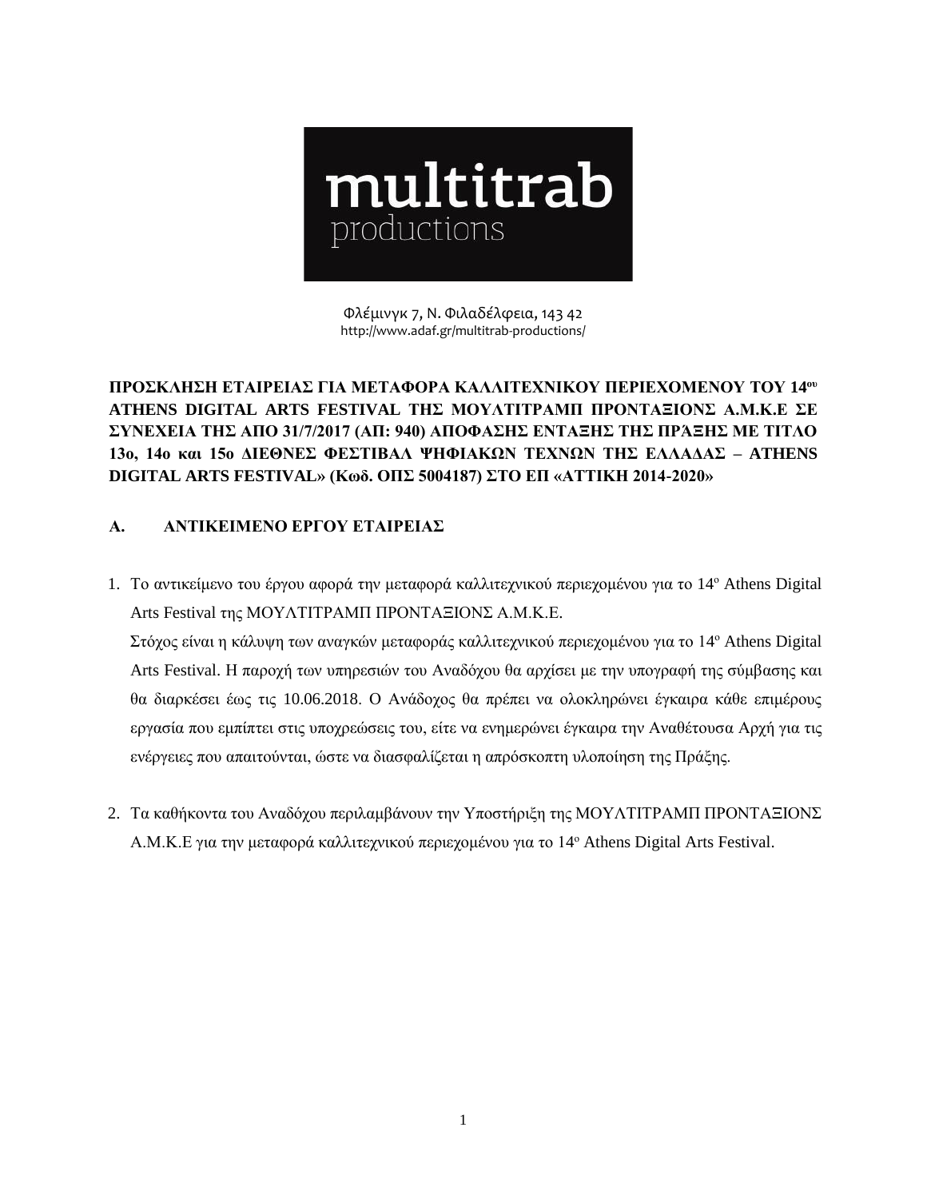multitrab productions

Φλέμινγκ 7, Ν. Φιλαδέλφεια, 143 42
http://www.adaf.gr/multitrab-productions/

**ΠΡΟΣΚΛΗΣΗ ΕΤΑΙΡΕΙΑΣ ΓΙΑ ΜΕΤΑΦΟΡΑ ΚΑΛΛΙΤΕΧΝΙΚΟΥ ΠΕΡΙΕΧΟΜΕΝΟΥ ΤΟΥ 14ου ATHENS DIGITAL ARTS FESTIVAL ΤΗΣ ΜΟΥΛΤΙΤΡΑΜΠ ΠΡΟΝΤΑΞΙΟΝΣ Α.Μ.Κ.Ε ΣΕ ΣΥΝΕΧΕΙΑ ΤΗΣ ΑΠΟ 31/7/2017 (ΑΠ: 940) ΑΠΟΦΑΣΗΣ ΕΝΤΑΞΗΣ ΤΗΣ ΠΡΆΞΗΣ ΜΕ ΤΙΤΛΟ 13ο, 14ο και 15ο ΔΙΕΘΝΕΣ ΦΕΣΤΙΒΑΛ ΨΗΦΙΑΚΩΝ ΤΕΧΝΩΝ ΤΗΣ ΕΛΛΑΔΑΣ – ATHENS DIGITAL ARTS FESTIVAL» (Κωδ. ΟΠΣ 5004187) ΣΤΟ ΕΠ «ΑΤΤΙΚΗ 2014-2020»**

## Α. ΑΝΤΙΚΕΙΜΕΝΟ ΕΡΓΟΥ ΕΤΑΙΡΕΙΑΣ

1. Το αντικείμενο του έργου αφορά την μεταφορά καλλιτεχνικού περιεχομένου για το 14ο Athens Digital Arts Festival της ΜΟΥΛΤΙΤΡΑΜΠ ΠΡΟΝΤΑΞΙΟΝΣ Α.Μ.Κ.Ε.
   Στόχος είναι η κάλυψη των αναγκών μεταφοράς καλλιτεχνικού περιεχομένου για το 14ο Athens Digital Arts Festival. Η παροχή των υπηρεσιών του Αναδόχου θα αρχίσει με την υπογραφή της σύμβασης και θα διαρκέσει έως τις 10.06.2018. Ο Ανάδοχος θα πρέπει να ολοκληρώνει έγκαιρα κάθε επιμέρους εργασία που εμπίπτει στις υποχρεώσεις του, είτε να ενημερώνει έγκαιρα την Αναθέτουσα Αρχή για τις ενέργειες που απαιτούνται, ώστε να διασφαλίζεται η απρόσκοπτη υλοποίηση της Πράξης.

2. Τα καθήκοντα του Αναδόχου περιλαμβάνουν την Υποστήριξη της ΜΟΥΛΤΙΤΡΑΜΠ ΠΡΟΝΤΑΞΙΟΝΣ Α.Μ.Κ.Ε για την μεταφορά καλλιτεχνικού περιεχομένου για το 14ο Athens Digital Arts Festival.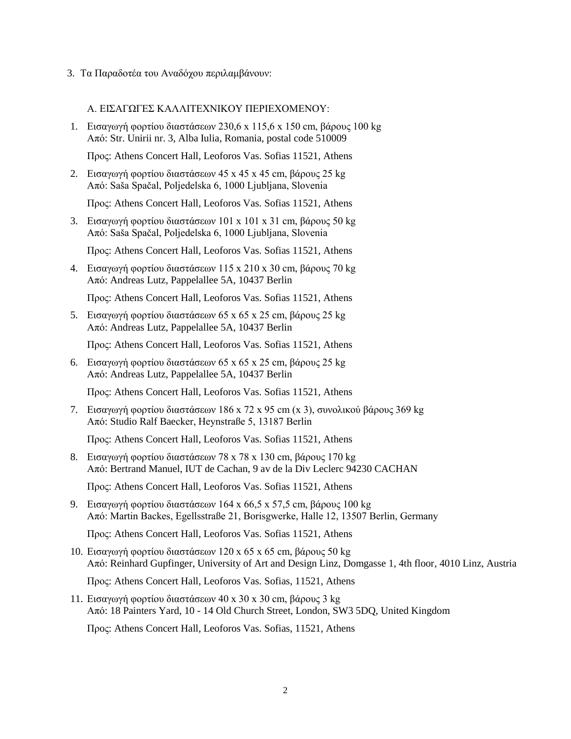3. Τα Παραδοτέα του Αναδόχου περιλαμβάνουν:

Α. ΕΙΣΑΓΩΓΕΣ ΚΑΛΛΙΤΕΧΝΙΚΟΥ ΠΕΡΙΕΧΟΜΕΝΟΥ:

1. Εισαγωγή φορτίου διαστάσεων 230,6 x 115,6 x 150 cm, βάρους 100 kg
   Από: Str. Unirii nr. 3, Alba Iulia, Romania, postal code 510009

   Προς: Athens Concert Hall, Leoforos Vas. Sofias 11521, Athens

2. Εισαγωγή φορτίου διαστάσεων 45 x 45 x 45 cm, βάρους 25 kg
   Από: Saša Spačal, Poljedelska 6, 1000 Ljubljana, Slovenia

   Προς: Athens Concert Hall, Leoforos Vas. Sofias 11521, Athens

3. Εισαγωγή φορτίου διαστάσεων 101 x 101 x 31 cm, βάρους 50 kg
   Από: Saša Spačal, Poljedelska 6, 1000 Ljubljana, Slovenia

   Προς: Athens Concert Hall, Leoforos Vas. Sofias 11521, Athens

4. Εισαγωγή φορτίου διαστάσεων 115 x 210 x 30 cm, βάρους 70 kg
   Από: Andreas Lutz, Pappelallee 5A, 10437 Berlin

   Προς: Athens Concert Hall, Leoforos Vas. Sofias 11521, Athens

5. Εισαγωγή φορτίου διαστάσεων 65 x 65 x 25 cm, βάρους 25 kg
   Από: Andreas Lutz, Pappelallee 5A, 10437 Berlin

   Προς: Athens Concert Hall, Leoforos Vas. Sofias 11521, Athens

6. Εισαγωγή φορτίου διαστάσεων 65 x 65 x 25 cm, βάρους 25 kg
   Από: Andreas Lutz, Pappelallee 5A, 10437 Berlin

   Προς: Athens Concert Hall, Leoforos Vas. Sofias 11521, Athens

7. Εισαγωγή φορτίου διαστάσεων 186 x 72 x 95 cm (x 3), συνολικού βάρους 369 kg
   Από: Studio Ralf Baecker, Heynstraße 5, 13187 Berlin

   Προς: Athens Concert Hall, Leoforos Vas. Sofias 11521, Athens

8. Εισαγωγή φορτίου διαστάσεων 78 x 78 x 130 cm, βάρους 170 kg
   Από: Bertrand Manuel, IUT de Cachan, 9 av de la Div Leclerc 94230 CACHAN

   Προς: Athens Concert Hall, Leoforos Vas. Sofias 11521, Athens

9. Εισαγωγή φορτίου διαστάσεων 164 x 66,5 x 57,5 cm, βάρους 100 kg
   Από: Martin Backes, Egellsstraße 21, Borisgwerke, Halle 12, 13507 Berlin, Germany

   Προς: Athens Concert Hall, Leoforos Vas. Sofias 11521, Athens

10. Εισαγωγή φορτίου διαστάσεων 120 x 65 x 65 cm, βάρους 50 kg
    Από: Reinhard Gupfinger, University of Art and Design Linz, Domgasse 1, 4th floor, 4010 Linz, Austria

    Προς: Athens Concert Hall, Leoforos Vas. Sofias, 11521, Athens

11. Εισαγωγή φορτίου διαστάσεων 40 x 30 x 30 cm, βάρους 3 kg
    Από: 18 Painters Yard, 10 - 14 Old Church Street, London, SW3 5DQ, United Kingdom

    Προς: Athens Concert Hall, Leoforos Vas. Sofias, 11521, Athens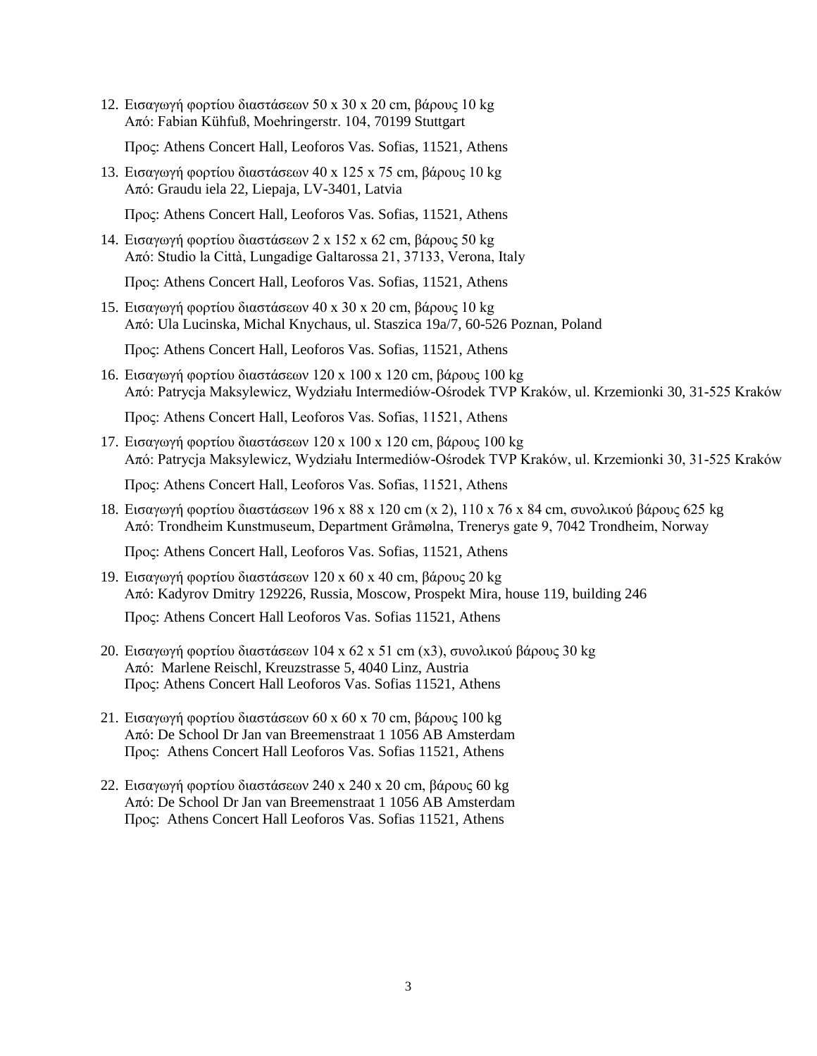12. Εισαγωγή φορτίου διαστάσεων 50 x 30 x 20 cm, βάρους 10 kg
    Από: Fabian Kühfuß, Moehringerstr. 104, 70199 Stuttgart

    Προς: Athens Concert Hall, Leoforos Vas. Sofias, 11521, Athens

13. Εισαγωγή φορτίου διαστάσεων 40 x 125 x 75 cm, βάρους 10 kg
    Από: Graudu iela 22, Liepaja, LV-3401, Latvia

    Προς: Athens Concert Hall, Leoforos Vas. Sofias, 11521, Athens

14. Εισαγωγή φορτίου διαστάσεων 2 x 152 x 62 cm, βάρους 50 kg
    Από: Studio la Città, Lungadige Galtarossa 21, 37133, Verona, Italy

    Προς: Athens Concert Hall, Leoforos Vas. Sofias, 11521, Athens

15. Εισαγωγή φορτίου διαστάσεων 40 x 30 x 20 cm, βάρους 10 kg
    Από: Ula Lucinska, Michal Knychaus, ul. Staszica 19a/7, 60-526 Poznan, Poland

    Προς: Athens Concert Hall, Leoforos Vas. Sofias, 11521, Athens

16. Εισαγωγή φορτίου διαστάσεων 120 x 100 x 120 cm, βάρους 100 kg
    Από: Patrycja Maksylewicz, Wydziału Intermediów-Ośrodek TVP Kraków, ul. Krzemionki 30, 31-525 Kraków

    Προς: Athens Concert Hall, Leoforos Vas. Sofias, 11521, Athens

17. Εισαγωγή φορτίου διαστάσεων 120 x 100 x 120 cm, βάρους 100 kg
    Από: Patrycja Maksylewicz, Wydziału Intermediów-Ośrodek TVP Kraków, ul. Krzemionki 30, 31-525 Kraków

    Προς: Athens Concert Hall, Leoforos Vas. Sofias, 11521, Athens

18. Εισαγωγή φορτίου διαστάσεων 196 x 88 x 120 cm (x 2), 110 x 76 x 84 cm, συνολικού βάρους 625 kg
    Από: Trondheim Kunstmuseum, Department Gråmølna, Trenerys gate 9, 7042 Trondheim, Norway

    Προς: Athens Concert Hall, Leoforos Vas. Sofias, 11521, Athens

19. Εισαγωγή φορτίου διαστάσεων 120 x 60 x 40 cm, βάρους 20 kg
    Από: Kadyrov Dmitry 129226, Russia, Moscow, Prospekt Mira, house 119, building 246

    Προς: Athens Concert Hall Leoforos Vas. Sofias 11521, Athens

20. Εισαγωγή φορτίου διαστάσεων 104 x 62 x 51 cm (x3), συνολικού βάρους 30 kg
    Από: Marlene Reischl, Kreuzstrasse 5, 4040 Linz, Austria
    Προς: Athens Concert Hall Leoforos Vas. Sofias 11521, Athens

21. Εισαγωγή φορτίου διαστάσεων 60 x 60 x 70 cm, βάρους 100 kg
    Από: De School Dr Jan van Breemenstraat 1 1056 AB Amsterdam
    Προς: Athens Concert Hall Leoforos Vas. Sofias 11521, Athens

22. Εισαγωγή φορτίου διαστάσεων 240 x 240 x 20 cm, βάρους 60 kg
    Από: De School Dr Jan van Breemenstraat 1 1056 AB Amsterdam
    Προς: Athens Concert Hall Leoforos Vas. Sofias 11521, Athens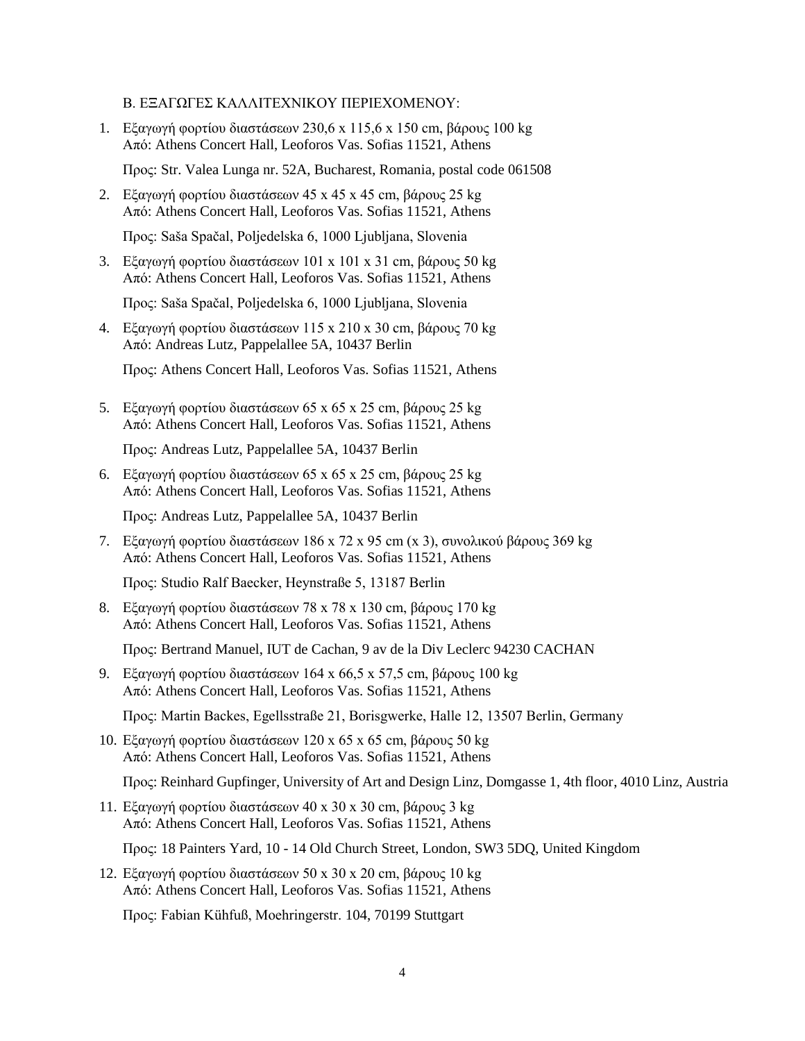Β. ΕΞΑΓΩΓΕΣ ΚΑΛΛΙΤΕΧΝΙΚΟΥ ΠΕΡΙΕΧΟΜΕΝΟΥ:

1. Εξαγωγή φορτίου διαστάσεων 230,6 x 115,6 x 150 cm, βάρους 100 kg
   Από: Athens Concert Hall, Leoforos Vas. Sofias 11521, Athens

   Προς: Str. Valea Lunga nr. 52A, Bucharest, Romania, postal code 061508

2. Εξαγωγή φορτίου διαστάσεων 45 x 45 x 45 cm, βάρους 25 kg
   Από: Athens Concert Hall, Leoforos Vas. Sofias 11521, Athens

   Προς: Saša Spačal, Poljedelska 6, 1000 Ljubljana, Slovenia

3. Εξαγωγή φορτίου διαστάσεων 101 x 101 x 31 cm, βάρους 50 kg
   Από: Athens Concert Hall, Leoforos Vas. Sofias 11521, Athens

   Προς: Saša Spačal, Poljedelska 6, 1000 Ljubljana, Slovenia

4. Εξαγωγή φορτίου διαστάσεων 115 x 210 x 30 cm, βάρους 70 kg
   Από: Andreas Lutz, Pappelallee 5A, 10437 Berlin

   Προς: Athens Concert Hall, Leoforos Vas. Sofias 11521, Athens

5. Εξαγωγή φορτίου διαστάσεων 65 x 65 x 25 cm, βάρους 25 kg
   Από: Athens Concert Hall, Leoforos Vas. Sofias 11521, Athens

   Προς: Andreas Lutz, Pappelallee 5A, 10437 Berlin

6. Εξαγωγή φορτίου διαστάσεων 65 x 65 x 25 cm, βάρους 25 kg
   Από: Athens Concert Hall, Leoforos Vas. Sofias 11521, Athens

   Προς: Andreas Lutz, Pappelallee 5A, 10437 Berlin

7. Εξαγωγή φορτίου διαστάσεων 186 x 72 x 95 cm (x 3), συνολικού βάρους 369 kg
   Από: Athens Concert Hall, Leoforos Vas. Sofias 11521, Athens

   Προς: Studio Ralf Baecker, Heynstraße 5, 13187 Berlin

8. Εξαγωγή φορτίου διαστάσεων 78 x 78 x 130 cm, βάρους 170 kg
   Από: Athens Concert Hall, Leoforos Vas. Sofias 11521, Athens

   Προς: Bertrand Manuel, IUT de Cachan, 9 av de la Div Leclerc 94230 CACHAN

9. Εξαγωγή φορτίου διαστάσεων 164 x 66,5 x 57,5 cm, βάρους 100 kg
   Από: Athens Concert Hall, Leoforos Vas. Sofias 11521, Athens

   Προς: Martin Backes, Egellsstraße 21, Borisgwerke, Halle 12, 13507 Berlin, Germany

10. Εξαγωγή φορτίου διαστάσεων 120 x 65 x 65 cm, βάρους 50 kg
    Από: Athens Concert Hall, Leoforos Vas. Sofias 11521, Athens

    Προς: Reinhard Gupfinger, University of Art and Design Linz, Domgasse 1, 4th floor, 4010 Linz, Austria

11. Εξαγωγή φορτίου διαστάσεων 40 x 30 x 30 cm, βάρους 3 kg
    Από: Athens Concert Hall, Leoforos Vas. Sofias 11521, Athens

    Προς: 18 Painters Yard, 10 - 14 Old Church Street, London, SW3 5DQ, United Kingdom

12. Εξαγωγή φορτίου διαστάσεων 50 x 30 x 20 cm, βάρους 10 kg
    Από: Athens Concert Hall, Leoforos Vas. Sofias 11521, Athens

    Προς: Fabian Kühfuß, Moehringerstr. 104, 70199 Stuttgart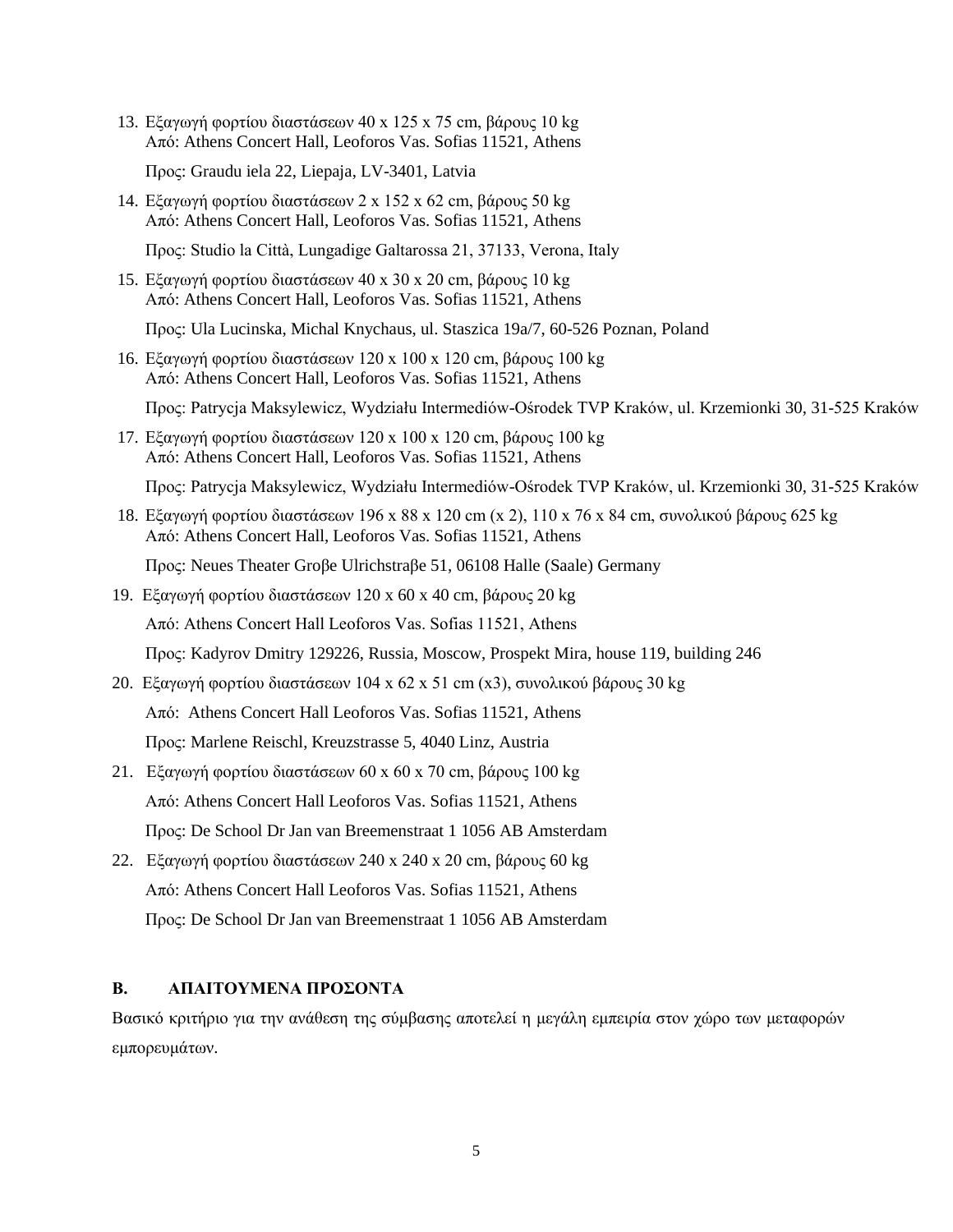13. Εξαγωγή φορτίου διαστάσεων 40 x 125 x 75 cm, βάρους 10 kg
    Από: Athens Concert Hall, Leoforos Vas. Sofias 11521, Athens

    Προς: Graudu iela 22, Liepaja, LV-3401, Latvia

14. Εξαγωγή φορτίου διαστάσεων 2 x 152 x 62 cm, βάρους 50 kg
    Από: Athens Concert Hall, Leoforos Vas. Sofias 11521, Athens

    Προς: Studio la Città, Lungadige Galtarossa 21, 37133, Verona, Italy

15. Εξαγωγή φορτίου διαστάσεων 40 x 30 x 20 cm, βάρους 10 kg
    Από: Athens Concert Hall, Leoforos Vas. Sofias 11521, Athens

    Προς: Ula Lucinska, Michal Knychaus, ul. Staszica 19a/7, 60-526 Poznan, Poland

16. Εξαγωγή φορτίου διαστάσεων 120 x 100 x 120 cm, βάρους 100 kg
    Από: Athens Concert Hall, Leoforos Vas. Sofias 11521, Athens

    Προς: Patrycja Maksylewicz, Wydziału Intermediów-Ośrodek TVP Kraków, ul. Krzemionki 30, 31-525 Kraków

17. Εξαγωγή φορτίου διαστάσεων 120 x 100 x 120 cm, βάρους 100 kg
    Από: Athens Concert Hall, Leoforos Vas. Sofias 11521, Athens

    Προς: Patrycja Maksylewicz, Wydziału Intermediów-Ośrodek TVP Kraków, ul. Krzemionki 30, 31-525 Kraków

18. Εξαγωγή φορτίου διαστάσεων 196 x 88 x 120 cm (x 2), 110 x 76 x 84 cm, συνολικού βάρους 625 kg
    Από: Athens Concert Hall, Leoforos Vas. Sofias 11521, Athens

    Προς: Neues Theater Groβe Ulrichstraβe 51, 06108 Halle (Saale) Germany

19. Εξαγωγή φορτίου διαστάσεων 120 x 60 x 40 cm, βάρους 20 kg

    Από: Athens Concert Hall Leoforos Vas. Sofias 11521, Athens

    Προς: Kadyrov Dmitry 129226, Russia, Moscow, Prospekt Mira, house 119, building 246

20. Εξαγωγή φορτίου διαστάσεων 104 x 62 x 51 cm (x3), συνολικού βάρους 30 kg

    Από: Athens Concert Hall Leoforos Vas. Sofias 11521, Athens

    Προς: Marlene Reischl, Kreuzstrasse 5, 4040 Linz, Austria

21. Εξαγωγή φορτίου διαστάσεων 60 x 60 x 70 cm, βάρους 100 kg

    Από: Athens Concert Hall Leoforos Vas. Sofias 11521, Athens

    Προς: De School Dr Jan van Breemenstraat 1 1056 AB Amsterdam

22. Εξαγωγή φορτίου διαστάσεων 240 x 240 x 20 cm, βάρους 60 kg

    Από: Athens Concert Hall Leoforos Vas. Sofias 11521, Athens

    Προς: De School Dr Jan van Breemenstraat 1 1056 AB Amsterdam

## B. ΑΠΑΙΤΟΥΜΕΝΑ ΠΡΟΣΟΝΤΑ

Βασικό κριτήριο για την ανάθεση της σύμβασης αποτελεί η μεγάλη εμπειρία στον χώρο των μεταφορών εμπορευμάτων.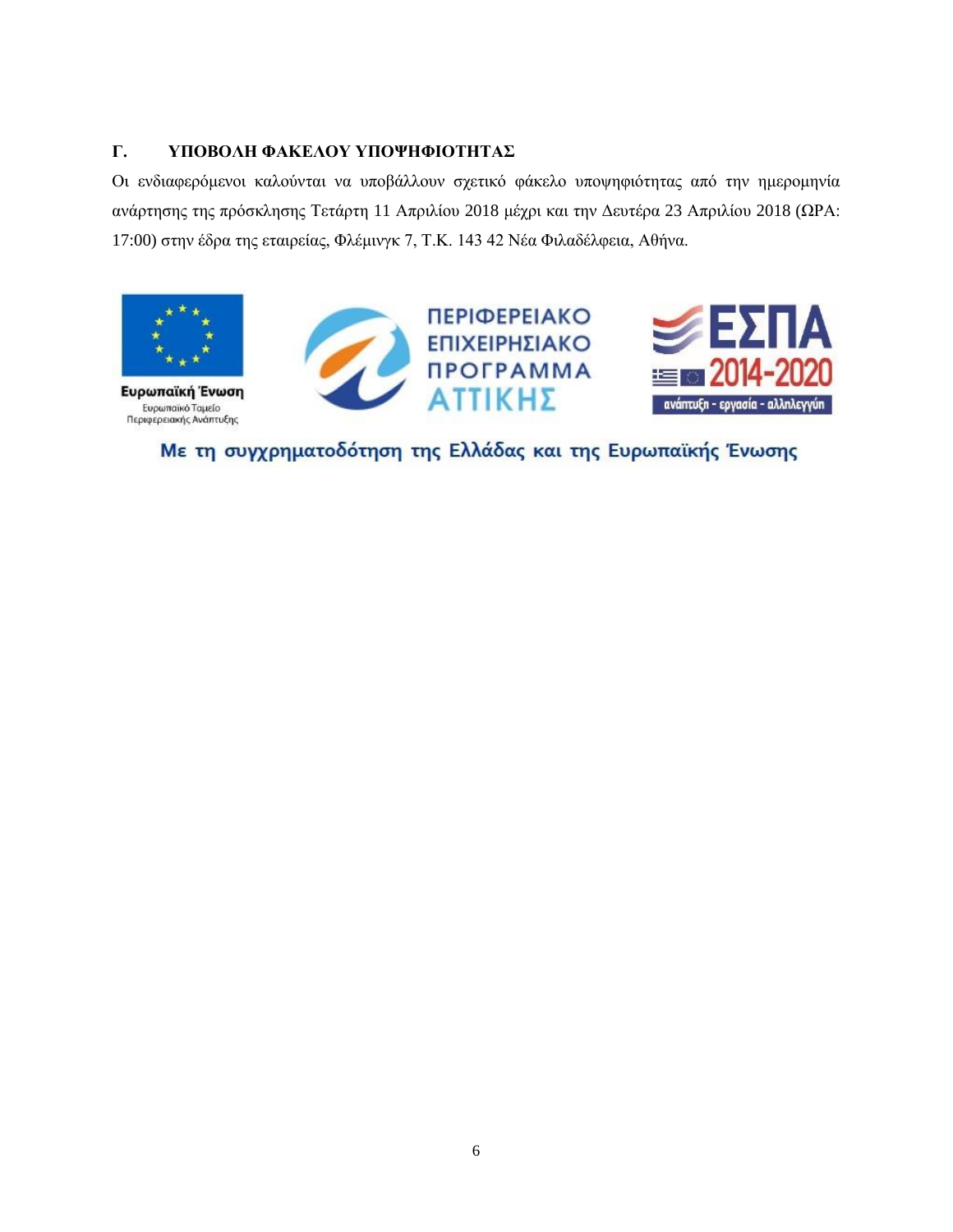### Γ. ΥΠΟΒΟΛΗ ΦΑΚΕΛΟΥ ΥΠΟΨΗΦΙΟΤΗΤΑΣ

Οι ενδιαφερόμενοι καλούνται να υποβάλλουν σχετικό φάκελο υποψηφιότητας από την ημερομηνία ανάρτησης της πρόσκλησης Τετάρτη 11 Απριλίου 2018 μέχρι και την Δευτέρα 23 Απριλίου 2018 (ΩΡΑ: 17:00) στην έδρα της εταιρείας, Φλέμινγκ 7, Τ.Κ. 143 42 Νέα Φιλαδέλφεια, Αθήνα.

Ευρωπαϊκή Ένωση
Ευρωπαϊκό Ταμείο
Περιφερειακής Ανάπτυξης

ΠΕΡΙΦΕΡΕΙΑΚΟ ΕΠΙΧΕΙΡΗΣΙΑΚΟ ΠΡΟΓΡΑΜΜΑ ΑΤΤΙΚΗΣ

ΕΣΠΑ 2014-2020
ανάπτυξη - εργασία - αλληλεγγύη

Με τη συγχρηματοδότηση της Ελλάδας και της Ευρωπαϊκής Ένωσης